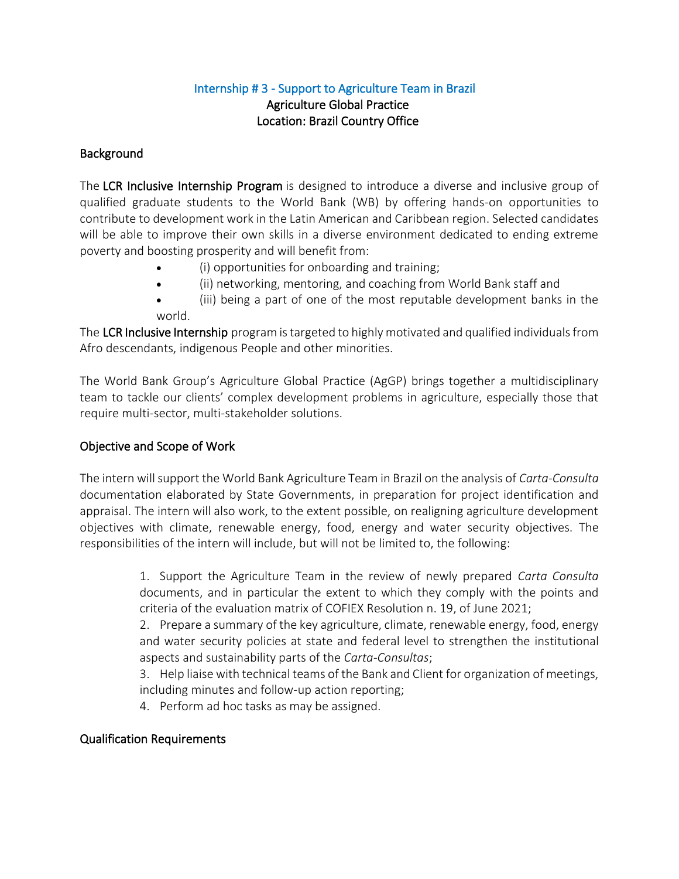# Internship # 3 - Support to Agriculture Team in Brazil

**Agriculture Global Practice**
**Location: Brazil Country Office**

## Background

The **LCR Inclusive Internship Program** is designed to introduce a diverse and inclusive group of qualified graduate students to the World Bank (WB) by offering hands-on opportunities to contribute to development work in the Latin American and Caribbean region. Selected candidates will be able to improve their own skills in a diverse environment dedicated to ending extreme poverty and boosting prosperity and will benefit from:

- (i) opportunities for onboarding and training;
- (ii) networking, mentoring, and coaching from World Bank staff and
- (iii) being a part of one of the most reputable development banks in the world.

The **LCR Inclusive Internship** program is targeted to highly motivated and qualified individuals from Afro descendants, indigenous People and other minorities.

The World Bank Group's Agriculture Global Practice (AgGP) brings together a multidisciplinary team to tackle our clients' complex development problems in agriculture, especially those that require multi-sector, multi-stakeholder solutions.

## Objective and Scope of Work

The intern will support the World Bank Agriculture Team in Brazil on the analysis of *Carta-Consulta* documentation elaborated by State Governments, in preparation for project identification and appraisal. The intern will also work, to the extent possible, on realigning agriculture development objectives with climate, renewable energy, food, energy and water security objectives. The responsibilities of the intern will include, but will not be limited to, the following:

1. Support the Agriculture Team in the review of newly prepared *Carta Consulta* documents, and in particular the extent to which they comply with the points and criteria of the evaluation matrix of COFIEX Resolution n. 19, of June 2021;
2. Prepare a summary of the key agriculture, climate, renewable energy, food, energy and water security policies at state and federal level to strengthen the institutional aspects and sustainability parts of the *Carta-Consultas*;
3. Help liaise with technical teams of the Bank and Client for organization of meetings, including minutes and follow-up action reporting;
4. Perform ad hoc tasks as may be assigned.

## Qualification Requirements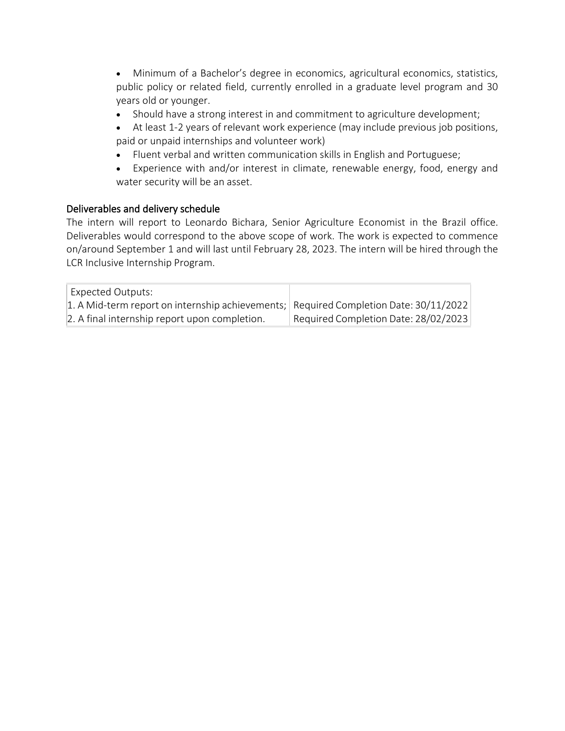- Minimum of a Bachelor's degree in economics, agricultural economics, statistics, public policy or related field, currently enrolled in a graduate level program and 30 years old or younger.
- Should have a strong interest in and commitment to agriculture development;
- At least 1-2 years of relevant work experience (may include previous job positions, paid or unpaid internships and volunteer work)
- Fluent verbal and written communication skills in English and Portuguese;
- Experience with and/or interest in climate, renewable energy, food, energy and water security will be an asset.

## Deliverables and delivery schedule

The intern will report to Leonardo Bichara, Senior Agriculture Economist in the Brazil office. Deliverables would correspond to the above scope of work. The work is expected to commence on/around September 1 and will last until February 28, 2023. The intern will be hired through the LCR Inclusive Internship Program.

| | |
|---|---|
| Expected Outputs: | |
| 1. A Mid-term report on internship achievements; | Required Completion Date: 30/11/2022 |
| 2. A final internship report upon completion. | Required Completion Date: 28/02/2023 |